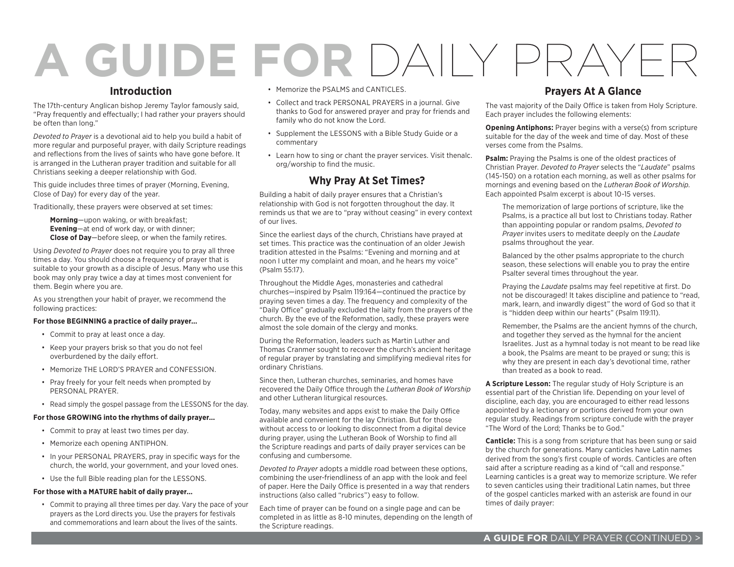# A GUIDE FOR DAILY PRAYER

## Introduction

The 17th-century Anglican bishop Jeremy Taylor famously said, "Pray frequently and effectually; I had rather your prayers should be often than long."

*Devoted to Prayer* is a devotional aid to help you build a habit of more regular and purposeful prayer, with daily Scripture readings and reflections from the lives of saints who have gone before. It is arranged in the Lutheran prayer tradition and suitable for all Christians seeking a deeper relationship with God.

This guide includes three times of prayer (Morning, Evening, Close of Day) for every day of the year.

Traditionally, these prayers were observed at set times:

> **Morning**—upon waking, or with breakfast;
> **Evening**—at end of work day, or with dinner;
> **Close of Day**—before sleep, or when the family retires.

Using *Devoted to Prayer* does not require you to pray all three times a day. You should choose a frequency of prayer that is suitable to your growth as a disciple of Jesus. Many who use this book may only pray twice a day at times most convenient for them. Begin where you are.

As you strengthen your habit of prayer, we recommend the following practices:

**For those BEGINNING a practice of daily prayer...**

- Commit to pray at least once a day.
- Keep your prayers brisk so that you do not feel overburdened by the daily effort.
- Memorize THE LORD'S PRAYER and CONFESSION.
- Pray freely for your felt needs when prompted by PERSONAL PRAYER.
- Read simply the gospel passage from the LESSONS for the day.

**For those GROWING into the rhythms of daily prayer...**

- Commit to pray at least two times per day.
- Memorize each opening ANTIPHON.
- In your PERSONAL PRAYERS, pray in specific ways for the church, the world, your government, and your loved ones.
- Use the full Bible reading plan for the LESSONS.

**For those with a MATURE habit of daily prayer...**

- Commit to praying all three times per day. Vary the pace of your prayers as the Lord directs you. Use the prayers for festivals and commemorations and learn about the lives of the saints.
- Memorize the PSALMS and CANTICLES.
- Collect and track PERSONAL PRAYERS in a journal. Give thanks to God for answered prayer and pray for friends and family who do not know the Lord.
- Supplement the LESSONS with a Bible Study Guide or a commentary
- Learn how to sing or chant the prayer services. Visit thenalc.org/worship to find the music.

## Why Pray At Set Times?

Building a habit of daily prayer ensures that a Christian's relationship with God is not forgotten throughout the day. It reminds us that we are to "pray without ceasing" in every context of our lives.

Since the earliest days of the church, Christians have prayed at set times. This practice was the continuation of an older Jewish tradition attested in the Psalms: "Evening and morning and at noon I utter my complaint and moan, and he hears my voice" (Psalm 55:17).

Throughout the Middle Ages, monasteries and cathedral churches—inspired by Psalm 119:164—continued the practice by praying seven times a day. The frequency and complexity of the "Daily Office" gradually excluded the laity from the prayers of the church. By the eve of the Reformation, sadly, these prayers were almost the sole domain of the clergy and monks.

During the Reformation, leaders such as Martin Luther and Thomas Cranmer sought to recover the church's ancient heritage of regular prayer by translating and simplifying medieval rites for ordinary Christians.

Since then, Lutheran churches, seminaries, and homes have recovered the Daily Office through the *Lutheran Book of Worship* and other Lutheran liturgical resources.

Today, many websites and apps exist to make the Daily Office available and convenient for the lay Christian. But for those without access to or looking to disconnect from a digital device during prayer, using the Lutheran Book of Worship to find all the Scripture readings and parts of daily prayer services can be confusing and cumbersome.

*Devoted to Prayer* adopts a middle road between these options, combining the user-friendliness of an app with the look and feel of paper. Here the Daily Office is presented in a way that renders instructions (also called "rubrics") easy to follow.

Each time of prayer can be found on a single page and can be completed in as little as 8-10 minutes, depending on the length of the Scripture readings.

## Prayers At A Glance

The vast majority of the Daily Office is taken from Holy Scripture. Each prayer includes the following elements:

**Opening Antiphons:** Prayer begins with a verse(s) from scripture suitable for the day of the week and time of day. Most of these verses come from the Psalms.

**Psalm:** Praying the Psalms is one of the oldest practices of Christian Prayer. *Devoted to Prayer* selects the "*Laudate*" psalms (145-150) on a rotation each morning, as well as other psalms for mornings and evening based on the *Lutheran Book of Worship.* Each appointed Psalm excerpt is about 10-15 verses.

> The memorization of large portions of scripture, like the Psalms, is a practice all but lost to Christians today. Rather than appointing popular or random psalms, *Devoted to Prayer* invites users to meditate deeply on the *Laudate* psalms throughout the year.
>
> Balanced by the other psalms appropriate to the church season, these selections will enable you to pray the entire Psalter several times throughout the year.
>
> Praying the *Laudate* psalms may feel repetitive at first. Do not be discouraged! It takes discipline and patience to "read, mark, learn, and inwardly digest" the word of God so that it is "hidden deep within our hearts" (Psalm 119:11).
>
> Remember, the Psalms are the ancient hymns of the church, and together they served as the hymnal for the ancient Israelites. Just as a hymnal today is not meant to be read like a book, the Psalms are meant to be prayed or sung; this is why they are present in each day's devotional time, rather than treated as a book to read.

**A Scripture Lesson:** The regular study of Holy Scripture is an essential part of the Christian life. Depending on your level of discipline, each day, you are encouraged to either read lessons appointed by a lectionary or portions derived from your own regular study. Readings from scripture conclude with the prayer "The Word of the Lord; Thanks be to God."

**Canticle:** This is a song from scripture that has been sung or said by the church for generations. Many canticles have Latin names derived from the song's first couple of words. Canticles are often said after a scripture reading as a kind of "call and response." Learning canticles is a great way to memorize scripture. We refer to seven canticles using their traditional Latin names, but three of the gospel canticles marked with an asterisk are found in our times of daily prayer: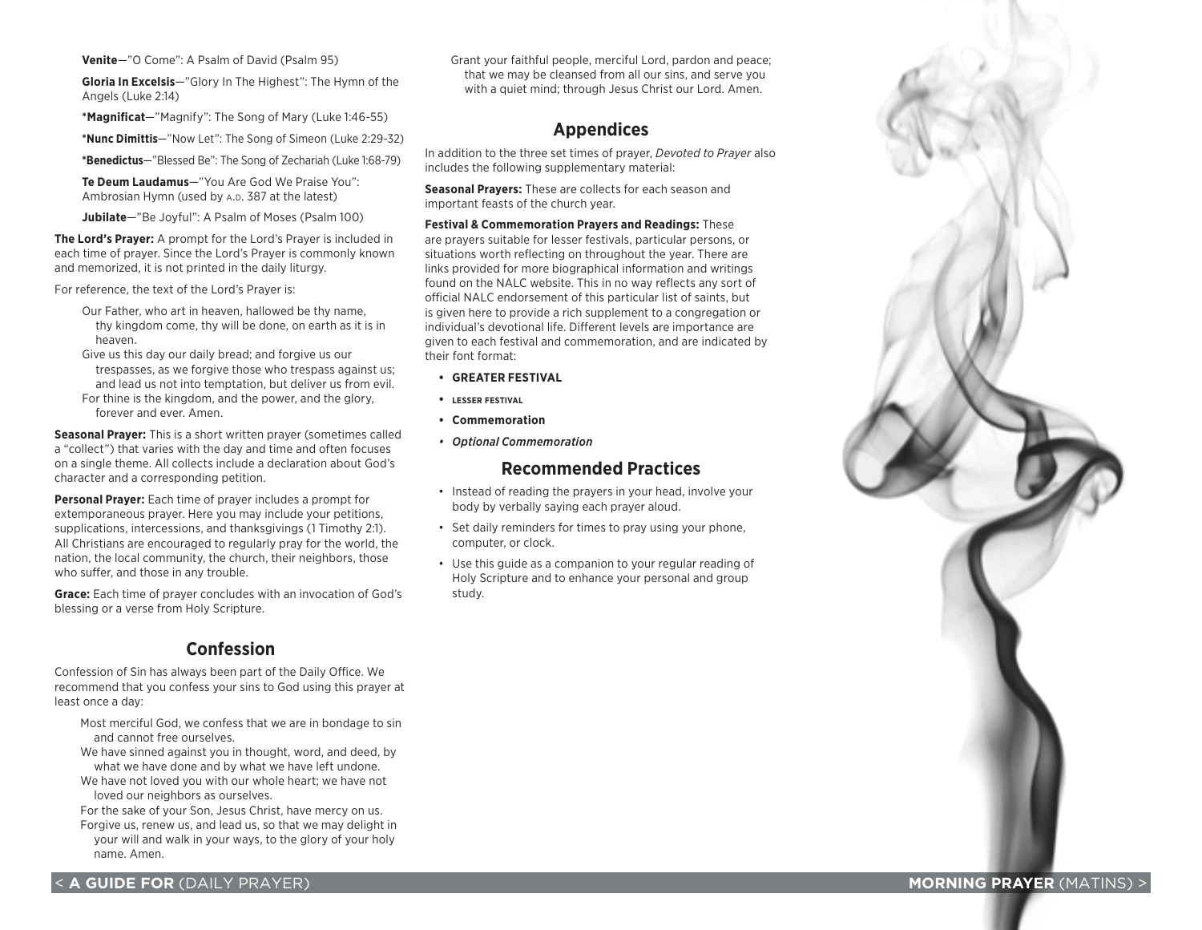**Venite**—"O Come": A Psalm of David (Psalm 95)

**Gloria In Excelsis**—"Glory In The Highest": The Hymn of the Angels (Luke 2:14)

**\*Magnificat**—"Magnify": The Song of Mary (Luke 1:46-55)

**\*Nunc Dimittis**—"Now Let": The Song of Simeon (Luke 2:29-32)

**\*Benedictus**—"Blessed Be": The Song of Zechariah (Luke 1:68-79)

**Te Deum Laudamus**—"You Are God We Praise You": Ambrosian Hymn (used by A.D. 387 at the latest)

**Jubilate**—"Be Joyful": A Psalm of Moses (Psalm 100)

**The Lord's Prayer:** A prompt for the Lord's Prayer is included in each time of prayer. Since the Lord's Prayer is commonly known and memorized, it is not printed in the daily liturgy.

For reference, the text of the Lord's Prayer is:

> Our Father, who art in heaven, hallowed be thy name, thy kingdom come, thy will be done, on earth as it is in heaven.
> Give us this day our daily bread; and forgive us our trespasses, as we forgive those who trespass against us; and lead us not into temptation, but deliver us from evil.
> For thine is the kingdom, and the power, and the glory, forever and ever. Amen.

**Seasonal Prayer:** This is a short written prayer (sometimes called a "collect") that varies with the day and time and often focuses on a single theme. All collects include a declaration about God's character and a corresponding petition.

**Personal Prayer:** Each time of prayer includes a prompt for extemporaneous prayer. Here you may include your petitions, supplications, intercessions, and thanksgivings (1 Timothy 2:1). All Christians are encouraged to regularly pray for the world, the nation, the local community, the church, their neighbors, those who suffer, and those in any trouble.

**Grace:** Each time of prayer concludes with an invocation of God's blessing or a verse from Holy Scripture.

## Confession

Confession of Sin has always been part of the Daily Office. We recommend that you confess your sins to God using this prayer at least once a day:

> Most merciful God, we confess that we are in bondage to sin and cannot free ourselves.
> We have sinned against you in thought, word, and deed, by what we have done and by what we have left undone.
> We have not loved you with our whole heart; we have not loved our neighbors as ourselves.
> For the sake of your Son, Jesus Christ, have mercy on us.
> Forgive us, renew us, and lead us, so that we may delight in your will and walk in your ways, to the glory of your holy name. Amen.

> Grant your faithful people, merciful Lord, pardon and peace; that we may be cleansed from all our sins, and serve you with a quiet mind; through Jesus Christ our Lord. Amen.

## Appendices

In addition to the three set times of prayer, *Devoted to Prayer* also includes the following supplementary material:

**Seasonal Prayers:** These are collects for each season and important feasts of the church year.

**Festival & Commemoration Prayers and Readings:** These are prayers suitable for lesser festivals, particular persons, or situations worth reflecting on throughout the year. There are links provided for more biographical information and writings found on the NALC website. This in no way reflects any sort of official NALC endorsement of this particular list of saints, but is given here to provide a rich supplement to a congregation or individual's devotional life. Different levels are importance are given to each festival and commemoration, and are indicated by their font format:

- **GREATER FESTIVAL**
- **LESSER FESTIVAL**
- **Commemoration**
- ***Optional Commemoration***

## Recommended Practices

- Instead of reading the prayers in your head, involve your body by verbally saying each prayer aloud.
- Set daily reminders for times to pray using your phone, computer, or clock.
- Use this guide as a companion to your regular reading of Holy Scripture and to enhance your personal and group study.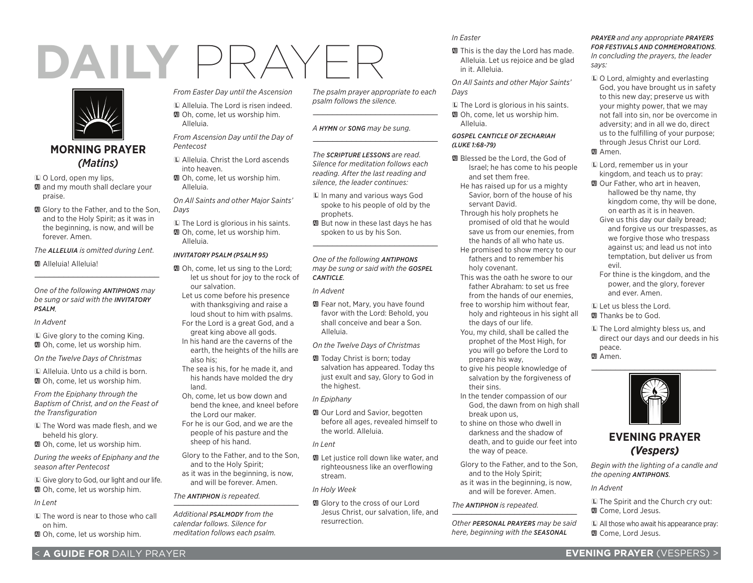# DAILY PRAYER

## MORNING PRAYER
### *(Matins)*

L O Lord, open my lips,
A and my mouth shall declare your praise.

A Glory to the Father, and to the Son, and to the Holy Spirit; as it was in the beginning, is now, and will be forever. Amen.

*The **ALLELUIA** is omitted during Lent.*

A Alleluia! Alleluia!

---

*One of the following **ANTIPHONS** may be sung or said with the **INVITATORY PSALM**.*

*In Advent*

L Give glory to the coming King.
A Oh, come, let us worship him.

*On the Twelve Days of Christmas*

L Alleluia. Unto us a child is born.
A Oh, come, let us worship him.

*From the Epiphany through the Baptism of Christ, and on the Feast of the Transfiguration*

L The Word was made flesh, and we beheld his glory.
A Oh, come, let us worship him.

*During the weeks of Epiphany and the season after Pentecost*

L Give glory to God, our light and our life.
A Oh, come, let us worship him.

*In Lent*

L The word is near to those who call on him.
A Oh, come, let us worship him.

*From Easter Day until the Ascension*

L Alleluia. The Lord is risen indeed.
A Oh, come, let us worship him. Alleluia.

*From Ascension Day until the Day of Pentecost*

L Alleluia. Christ the Lord ascends into heaven.
A Oh, come, let us worship him. Alleluia.

*On All Saints and other Major Saints' Days*

L The Lord is glorious in his saints.
A Oh, come, let us worship him. Alleluia.

***INVITATORY PSALM (PSALM 95)***

A Oh, come, let us sing to the Lord; let us shout for joy to the rock of our salvation.
Let us come before his presence with thanksgiving and raise a loud shout to him with psalms.
For the Lord is a great God, and a great king above all gods.
In his hand are the caverns of the earth, the heights of the hills are also his;
The sea is his, for he made it, and his hands have molded the dry land.
Oh, come, let us bow down and bend the knee, and kneel before the Lord our maker.
For he is our God, and we are the people of his pasture and the sheep of his hand.

Glory to the Father, and to the Son, and to the Holy Spirit;
as it was in the beginning, is now, and will be forever. Amen.

*The **ANTIPHON** is repeated.*

---

*Additional **PSALMODY** from the calendar follows. Silence for meditation follows each psalm.*

*The psalm prayer appropriate to each psalm follows the silence.*

---

*A **HYMN** or **SONG** may be sung.*

---

*The **SCRIPTURE LESSONS** are read. Silence for meditation follows each reading. After the last reading and silence, the leader continues:*

L In many and various ways God spoke to his people of old by the prophets.
A But now in these last days he has spoken to us by his Son.

---

*One of the following **ANTIPHONS** may be sung or said with the **GOSPEL CANTICLE**.*

*In Advent*

A Fear not, Mary, you have found favor with the Lord: Behold, you shall conceive and bear a Son. Alleluia.

*On the Twelve Days of Christmas*

A Today Christ is born; today salvation has appeared. Today ths just exult and say, Glory to God in the highest.

*In Epiphany*

A Our Lord and Savior, begotten before all ages, revealed himself to the world. Alleluia.

*In Lent*

A Let justice roll down like water, and righteousness like an overflowing stream.

*In Holy Week*

A Glory to the cross of our Lord Jesus Christ, our salvation, life, and resurrection.

*In Easter*

A This is the day the Lord has made. Alleluia. Let us rejoice and be glad in it. Alleluia.

*On All Saints and other Major Saints' Days*

L The Lord is glorious in his saints.
A Oh, come, let us worship him. Alleluia.

***GOSPEL CANTICLE OF ZECHARIAH (LUKE 1:68-79)***

A Blessed be the Lord, the God of Israel; he has come to his people and set them free.
He has raised up for us a mighty Savior, born of the house of his servant David.
Through his holy prophets he promised of old that he would save us from our enemies, from the hands of all who hate us.
He promised to show mercy to our fathers and to remember his holy covenant.
This was the oath he swore to our father Abraham: to set us free from the hands of our enemies,
free to worship him without fear, holy and righteous in his sight all the days of our life.
You, my child, shall be called the prophet of the Most High, for you will go before the Lord to prepare his way,
to give his people knowledge of salvation by the forgiveness of their sins.
In the tender compassion of our God, the dawn from on high shall break upon us,
to shine on those who dwell in darkness and the shadow of death, and to guide our feet into the way of peace.

Glory to the Father, and to the Son, and to the Holy Spirit;
as it was in the beginning, is now, and will be forever. Amen.

*The **ANTIPHON** is repeated.*

---

*Other **PERSONAL PRAYERS** may be said here, beginning with the **SEASONAL PRAYER** and any appropriate **PRAYERS FOR FESTIVALS AND COMMEMORATIONS**. In concluding the prayers, the leader says:*

L O Lord, almighty and everlasting God, you have brought us in safety to this new day; preserve us with your mighty power, that we may not fall into sin, nor be overcome in adversity; and in all we do, direct us to the fulfilling of your purpose; through Jesus Christ our Lord.
A Amen.

L Lord, remember us in your kingdom, and teach us to pray:
A Our Father, who art in heaven, hallowed be thy name, thy kingdom come, thy will be done, on earth as it is in heaven.
Give us this day our daily bread; and forgive us our trespasses, as we forgive those who trespass against us; and lead us not into temptation, but deliver us from evil.
For thine is the kingdom, and the power, and the glory, forever and ever. Amen.

L Let us bless the Lord.
A Thanks be to God.

L The Lord almighty bless us, and direct our days and our deeds in his peace.
A Amen.

---

## EVENING PRAYER
### *(Vespers)*

*Begin with the lighting of a candle and the opening **ANTIPHONS**.*

*In Advent*

L The Spirit and the Church cry out:
A Come, Lord Jesus.

L All those who await his appearance pray:
A Come, Lord Jesus.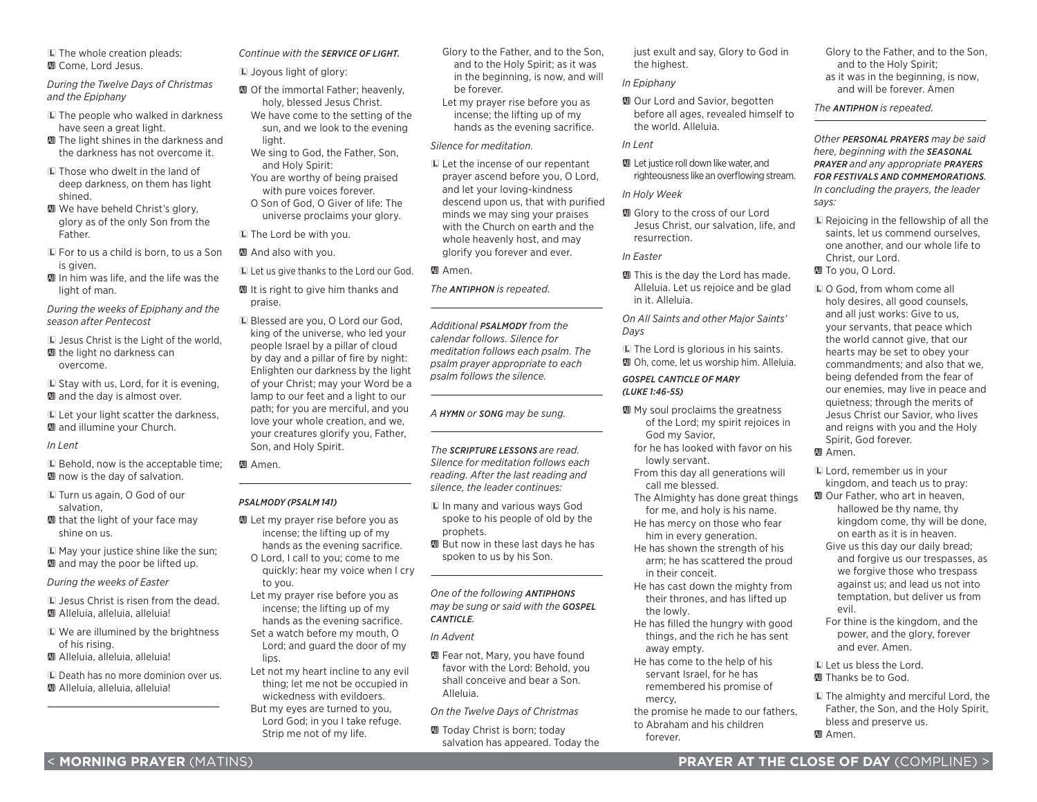L The whole creation pleads:
A Come, Lord Jesus.

*During the Twelve Days of Christmas and the Epiphany*

L The people who walked in darkness have seen a great light.
A The light shines in the darkness and the darkness has not overcome it.

L Those who dwelt in the land of deep darkness, on them has light shined.
A We have beheld Christ's glory, glory as of the only Son from the Father.

L For to us a child is born, to us a Son is given.
A In him was life, and the life was the light of man.

*During the weeks of Epiphany and the season after Pentecost*

L Jesus Christ is the Light of the world,
A the light no darkness can overcome.

L Stay with us, Lord, for it is evening,
A and the day is almost over.

L Let your light scatter the darkness,
A and illumine your Church.

*In Lent*

L Behold, now is the acceptable time;
A now is the day of salvation.

L Turn us again, O God of our salvation,
A that the light of your face may shine on us.

L May your justice shine like the sun;
A and may the poor be lifted up.

*During the weeks of Easter*

L Jesus Christ is risen from the dead.
A Alleluia, alleluia, alleluia!

L We are illumined by the brightness of his rising.
A Alleluia, alleluia, alleluia!

L Death has no more dominion over us.
A Alleluia, alleluia, alleluia!

---

*Continue with the* ***SERVICE OF LIGHT.***

L Joyous light of glory:

A Of the immortal Father; heavenly, holy, blessed Jesus Christ.
We have come to the setting of the sun, and we look to the evening light.
We sing to God, the Father, Son, and Holy Spirit:
You are worthy of being praised with pure voices forever.
O Son of God, O Giver of life: The universe proclaims your glory.

L The Lord be with you.

A And also with you.

L Let us give thanks to the Lord our God.

A It is right to give him thanks and praise.

L Blessed are you, O Lord our God, king of the universe, who led your people Israel by a pillar of cloud by day and a pillar of fire by night: Enlighten our darkness by the light of your Christ; may your Word be a lamp to our feet and a light to our path; for you are merciful, and you love your whole creation, and we, your creatures glorify you, Father, Son, and Holy Spirit.

A Amen.

---

***PSALMODY (PSALM 141)***

A Let my prayer rise before you as incense; the lifting up of my hands as the evening sacrifice.
O Lord, I call to you; come to me quickly: hear my voice when I cry to you.
Let my prayer rise before you as incense; the lifting up of my hands as the evening sacrifice.
Set a watch before my mouth, O Lord; and guard the door of my lips.
Let not my heart incline to any evil thing; let me not be occupied in wickedness with evildoers.
But my eyes are turned to you, Lord God; in you I take refuge. Strip me not of my life.
Glory to the Father, and to the Son, and to the Holy Spirit; as it was in the beginning, is now, and will be forever.
Let my prayer rise before you as incense; the lifting up of my hands as the evening sacrifice.

*Silence for meditation.*

L Let the incense of our repentant prayer ascend before you, O Lord, and let your loving-kindness descend upon us, that with purified minds we may sing your praises with the Church on earth and the whole heavenly host, and may glorify you forever and ever.

A Amen.

*The* ***ANTIPHON*** *is repeated.*

---

*Additional* ***PSALMODY*** *from the calendar follows. Silence for meditation follows each psalm. The psalm prayer appropriate to each psalm follows the silence.*

---

*A* ***HYMN*** *or* ***SONG*** *may be sung.*

---

*The* ***SCRIPTURE LESSONS*** *are read. Silence for meditation follows each reading. After the last reading and silence, the leader continues:*

L In many and various ways God spoke to his people of old by the prophets.
A But now in these last days he has spoken to us by his Son.

---

*One of the following* ***ANTIPHONS*** *may be sung or said with the* ***GOSPEL CANTICLE****.*

*In Advent*

A Fear not, Mary, you have found favor with the Lord: Behold, you shall conceive and bear a Son. Alleluia.

*On the Twelve Days of Christmas*

A Today Christ is born; today salvation has appeared. Today the just exult and say, Glory to God in the highest.

*In Epiphany*

A Our Lord and Savior, begotten before all ages, revealed himself to the world. Alleluia.

*In Lent*

A Let justice roll down like water, and righteousness like an overflowing stream.

*In Holy Week*

A Glory to the cross of our Lord Jesus Christ, our salvation, life, and resurrection.

*In Easter*

A This is the day the Lord has made. Alleluia. Let us rejoice and be glad in it. Alleluia.

*On All Saints and other Major Saints' Days*

L The Lord is glorious in his saints.
A Oh, come, let us worship him. Alleluia.

***GOSPEL CANTICLE OF MARY (LUKE 1:46-55)***

A My soul proclaims the greatness of the Lord; my spirit rejoices in God my Savior,
for he has looked with favor on his lowly servant.
From this day all generations will call me blessed.
The Almighty has done great things for me, and holy is his name.
He has mercy on those who fear him in every generation.
He has shown the strength of his arm; he has scattered the proud in their conceit.
He has cast down the mighty from their thrones, and has lifted up the lowly.
He has filled the hungry with good things, and the rich he has sent away empty.
He has come to the help of his servant Israel, for he has remembered his promise of mercy,
the promise he made to our fathers,
to Abraham and his children forever.
Glory to the Father, and to the Son, and to the Holy Spirit;
as it was in the beginning, is now, and will be forever. Amen

*The* ***ANTIPHON*** *is repeated.*

---

*Other* ***PERSONAL PRAYERS*** *may be said here, beginning with the* ***SEASONAL PRAYER*** *and any appropriate* ***PRAYERS FOR FESTIVALS AND COMMEMORATIONS****. In concluding the prayers, the leader says:*

L Rejoicing in the fellowship of all the saints, let us commend ourselves, one another, and our whole life to Christ, our Lord.
A To you, O Lord.

L O God, from whom come all holy desires, all good counsels, and all just works: Give to us, your servants, that peace which the world cannot give, that our hearts may be set to obey your commandments; and also that we, being defended from the fear of our enemies, may live in peace and quietness; through the merits of Jesus Christ our Savior, who lives and reigns with you and the Holy Spirit, God forever.
A Amen.

L Lord, remember us in your kingdom, and teach us to pray:
A Our Father, who art in heaven, hallowed be thy name, thy kingdom come, thy will be done, on earth as it is in heaven.
Give us this day our daily bread; and forgive us our trespasses, as we forgive those who trespass against us; and lead us not into temptation, but deliver us from evil.
For thine is the kingdom, and the power, and the glory, forever and ever. Amen.

L Let us bless the Lord.
A Thanks be to God.

L The almighty and merciful Lord, the Father, the Son, and the Holy Spirit, bless and preserve us.
A Amen.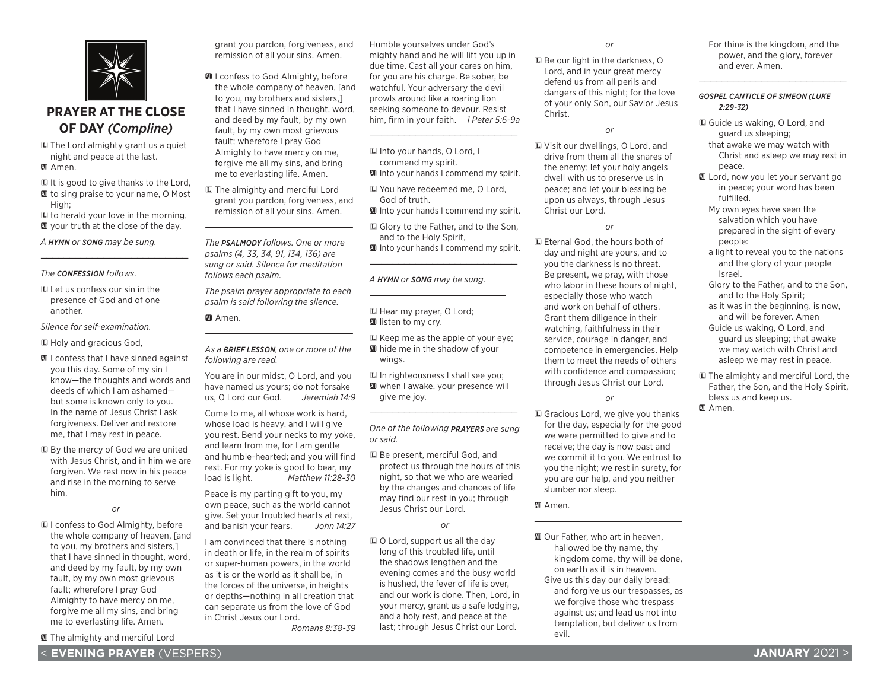# PRAYER AT THE CLOSE OF DAY *(Compline)*

L The Lord almighty grant us a quiet night and peace at the last.
A Amen.

L It is good to give thanks to the Lord,
A to sing praise to your name, O Most High;
L to herald your love in the morning,
A your truth at the close of the day.

*A **HYMN** or **SONG** may be sung.*

---

*The **CONFESSION** follows.*

L Let us confess our sin in the presence of God and of one another.

*Silence for self-examination.*

L Holy and gracious God,

A I confess that I have sinned against you this day. Some of my sin I know—the thoughts and words and deeds of which I am ashamed—but some is known only to you. In the name of Jesus Christ I ask forgiveness. Deliver and restore me, that I may rest in peace.

L By the mercy of God we are united with Jesus Christ, and in him we are forgiven. We rest now in his peace and rise in the morning to serve him.

*or*

L I confess to God Almighty, before the whole company of heaven, [and to you, my brothers and sisters,] that I have sinned in thought, word, and deed by my fault, by my own fault, by my own most grievous fault; wherefore I pray God Almighty to have mercy on me, forgive me all my sins, and bring me to everlasting life. Amen.

A The almighty and merciful Lord grant you pardon, forgiveness, and remission of all your sins. Amen.

A I confess to God Almighty, before the whole company of heaven, [and to you, my brothers and sisters,] that I have sinned in thought, word, and deed by my fault, by my own fault, by my own most grievous fault; wherefore I pray God Almighty to have mercy on me, forgive me all my sins, and bring me to everlasting life. Amen.

L The almighty and merciful Lord grant you pardon, forgiveness, and remission of all your sins. Amen.

---

*The **PSALMODY** follows. One or more psalms (4, 33, 34, 91, 134, 136) are sung or said. Silence for meditation follows each psalm.*

*The psalm prayer appropriate to each psalm is said following the silence.*

A Amen.

---

*As a **BRIEF LESSON**, one or more of the following are read.*

You are in our midst, O Lord, and you have named us yours; do not forsake us, O Lord our God. *Jeremiah 14:9*

Come to me, all whose work is hard, whose load is heavy, and I will give you rest. Bend your necks to my yoke, and learn from me, for I am gentle and humble-hearted; and you will find rest. For my yoke is good to bear, my load is light. *Matthew 11:28-30*

Peace is my parting gift to you, my own peace, such as the world cannot give. Set your troubled hearts at rest, and banish your fears. *John 14:27*

I am convinced that there is nothing in death or life, in the realm of spirits or super-human powers, in the world as it is or the world as it shall be, in the forces of the universe, in heights or depths—nothing in all creation that can separate us from the love of God in Christ Jesus our Lord. *Romans 8:38-39*

Humble yourselves under God's mighty hand and he will lift you up in due time. Cast all your cares on him, for you are his charge. Be sober, be watchful. Your adversary the devil prowls around like a roaring lion seeking someone to devour. Resist him, firm in your faith. *1 Peter 5:6-9a*

---

L Into your hands, O Lord, I commend my spirit.
A Into your hands I commend my spirit.

L You have redeemed me, O Lord, God of truth.
A Into your hands I commend my spirit.

L Glory to the Father, and to the Son, and to the Holy Spirit,
A Into your hands I commend my spirit.

---

*A **HYMN** or **SONG** may be sung.*

---

L Hear my prayer, O Lord;
A listen to my cry.

L Keep me as the apple of your eye;
A hide me in the shadow of your wings.

L In righteousness I shall see you;
A when I awake, your presence will give me joy.

---

*One of the following **PRAYERS** are sung or said.*

L Be present, merciful God, and protect us through the hours of this night, so that we who are wearied by the changes and chances of life may find our rest in you; through Jesus Christ our Lord.

*or*

L O Lord, support us all the day long of this troubled life, until the shadows lengthen and the evening comes and the busy world is hushed, the fever of life is over, and our work is done. Then, Lord, in your mercy, grant us a safe lodging, and a holy rest, and peace at the last; through Jesus Christ our Lord.

*or*

L Be our light in the darkness, O Lord, and in your great mercy defend us from all perils and dangers of this night; for the love of your only Son, our Savior Jesus Christ.

*or*

L Visit our dwellings, O Lord, and drive from them all the snares of the enemy; let your holy angels dwell with us to preserve us in peace; and let your blessing be upon us always, through Jesus Christ our Lord.

*or*

L Eternal God, the hours both of day and night are yours, and to you the darkness is no threat. Be present, we pray, with those who labor in these hours of night, especially those who watch and work on behalf of others. Grant them diligence in their watching, faithfulness in their service, courage in danger, and competence in emergencies. Help them to meet the needs of others with confidence and compassion; through Jesus Christ our Lord.

*or*

L Gracious Lord, we give you thanks for the day, especially for the good we were permitted to give and to receive; the day is now past and we commit it to you. We entrust to you the night; we rest in surety, for you are our help, and you neither slumber nor sleep.

A Amen.

---

A Our Father, who art in heaven, hallowed be thy name, thy kingdom come, thy will be done, on earth as it is in heaven.
Give us this day our daily bread; and forgive us our trespasses, as we forgive those who trespass against us; and lead us not into temptation, but deliver us from evil.
For thine is the kingdom, and the power, and the glory, forever and ever. Amen.

---

***GOSPEL CANTICLE OF SIMEON (LUKE 2:29-32)***

L Guide us waking, O Lord, and guard us sleeping;
that awake we may watch with Christ and asleep we may rest in peace.

A Lord, now you let your servant go in peace; your word has been fulfilled.
My own eyes have seen the salvation which you have prepared in the sight of every people:
a light to reveal you to the nations and the glory of your people Israel.
Glory to the Father, and to the Son, and to the Holy Spirit;
as it was in the beginning, is now, and will be forever. Amen
Guide us waking, O Lord, and guard us sleeping; that awake we may watch with Christ and asleep we may rest in peace.

L The almighty and merciful Lord, the Father, the Son, and the Holy Spirit, bless us and keep us.
A Amen.